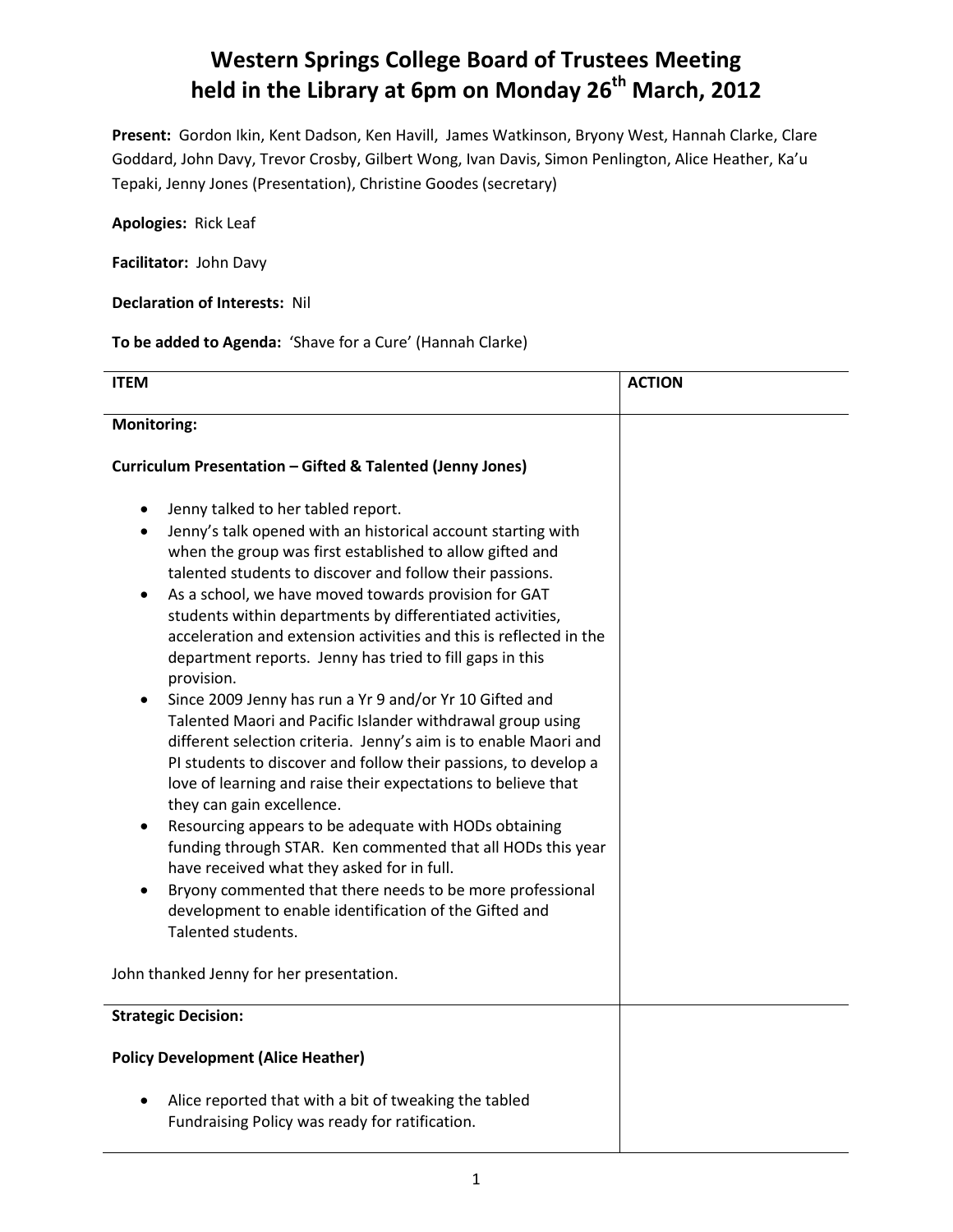# Western Springs College Board of Trustees Meeting held in the Library at 6pm on Monday 26th March, 2012

**Present:** Gordon Ikin, Kent Dadson, Ken Havill, James Watkinson, Bryony West, Hannah Clarke, Clare Goddard, John Davy, Trevor Crosby, Gilbert Wong, Ivan Davis, Simon Penlington, Alice Heather, Ka'u Tepaki, Jenny Jones (Presentation), Christine Goodes (secretary)

**Apologies:** Rick Leaf

**Facilitator:** John Davy

**Declaration of Interests:** Nil

**To be added to Agenda:** 'Shave for a Cure' (Hannah Clarke)

| ITEM | ACTION |
|---|---|
| **Monitoring:**<br><br>**Curriculum Presentation – Gifted & Talented (Jenny Jones)**<br><br>• Jenny talked to her tabled report.<br>• Jenny's talk opened with an historical account starting with when the group was first established to allow gifted and talented students to discover and follow their passions.<br>• As a school, we have moved towards provision for GAT students within departments by differentiated activities, acceleration and extension activities and this is reflected in the department reports. Jenny has tried to fill gaps in this provision.<br>• Since 2009 Jenny has run a Yr 9 and/or Yr 10 Gifted and Talented Maori and Pacific Islander withdrawal group using different selection criteria. Jenny's aim is to enable Maori and PI students to discover and follow their passions, to develop a love of learning and raise their expectations to believe that they can gain excellence.<br>• Resourcing appears to be adequate with HODs obtaining funding through STAR. Ken commented that all HODs this year have received what they asked for in full.<br>• Bryony commented that there needs to be more professional development to enable identification of the Gifted and Talented students.<br><br>John thanked Jenny for her presentation. | |
| **Strategic Decision:**<br><br>**Policy Development (Alice Heather)**<br><br>• Alice reported that with a bit of tweaking the tabled Fundraising Policy was ready for ratification. | |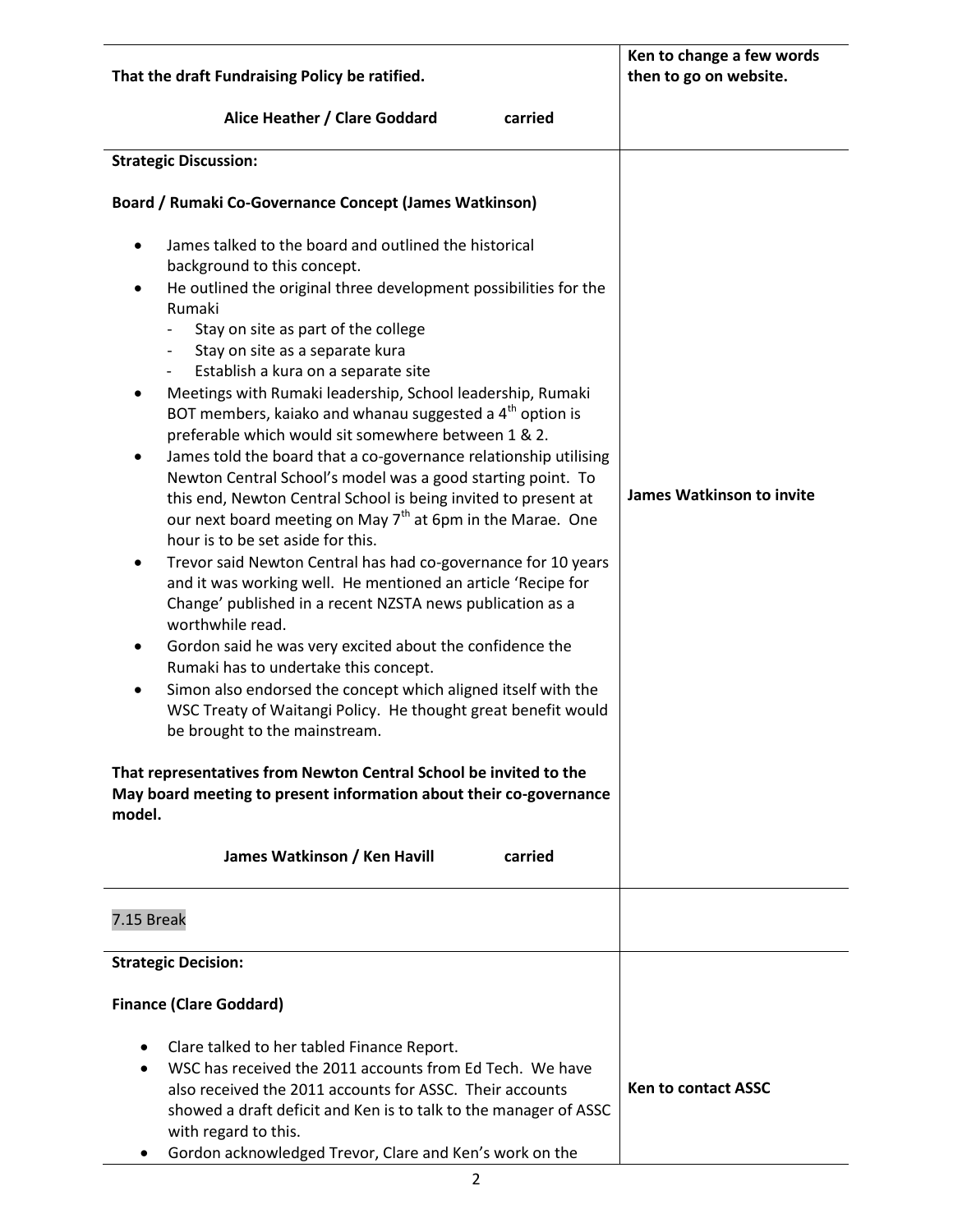| | |
|---|---|
| **That the draft Fundraising Policy be ratified.**<br><br>**Alice Heather / Clare Goddard carried** | **Ken to change a few words then to go on website.** |
| **Strategic Discussion:**<br><br>**Board / Rumaki Co-Governance Concept (James Watkinson)**<br><br>• James talked to the board and outlined the historical background to this concept.<br>• He outlined the original three development possibilities for the Rumaki<br>  - Stay on site as part of the college<br>  - Stay on site as a separate kura<br>  - Establish a kura on a separate site<br>• Meetings with Rumaki leadership, School leadership, Rumaki BOT members, kaiako and whanau suggested a 4th option is preferable which would sit somewhere between 1 & 2.<br>• James told the board that a co-governance relationship utilising Newton Central School's model was a good starting point. To this end, Newton Central School is being invited to present at our next board meeting on May 7th at 6pm in the Marae. One hour is to be set aside for this.<br>• Trevor said Newton Central has had co-governance for 10 years and it was working well. He mentioned an article 'Recipe for Change' published in a recent NZSTA news publication as a worthwhile read.<br>• Gordon said he was very excited about the confidence the Rumaki has to undertake this concept.<br>• Simon also endorsed the concept which aligned itself with the WSC Treaty of Waitangi Policy. He thought great benefit would be brought to the mainstream.<br><br>**That representatives from Newton Central School be invited to the May board meeting to present information about their co-governance model.**<br><br>**James Watkinson / Ken Havill carried** | **James Watkinson to invite** |
| 7.15 Break | |
| **Strategic Decision:**<br><br>**Finance (Clare Goddard)**<br><br>• Clare talked to her tabled Finance Report.<br>• WSC has received the 2011 accounts from Ed Tech. We have also received the 2011 accounts for ASSC. Their accounts showed a draft deficit and Ken is to talk to the manager of ASSC with regard to this.<br>• Gordon acknowledged Trevor, Clare and Ken's work on the | **Ken to contact ASSC** |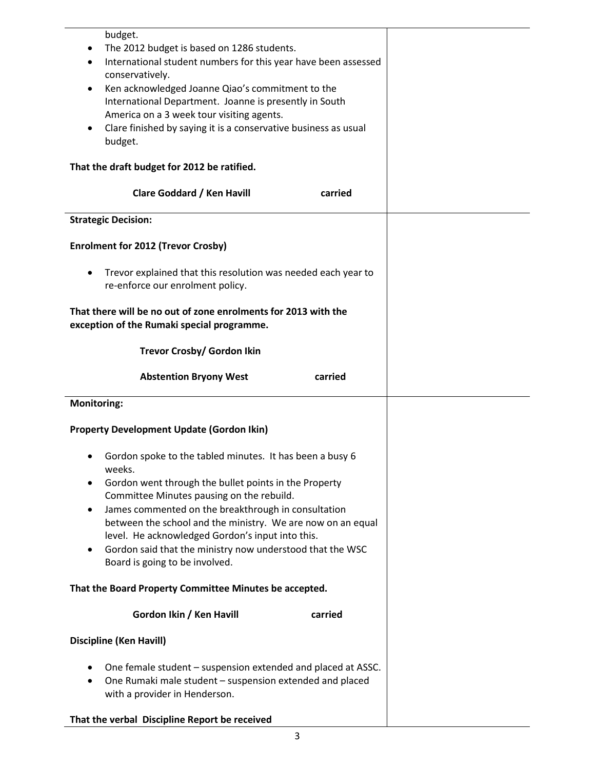budget.

- The 2012 budget is based on 1286 students.
- International student numbers for this year have been assessed conservatively.
- Ken acknowledged Joanne Qiao's commitment to the International Department. Joanne is presently in South America on a 3 week tour visiting agents.
- Clare finished by saying it is a conservative business as usual budget.

**That the draft budget for 2012 be ratified.**

**Clare Goddard / Ken Havill carried**

**Strategic Decision:**

**Enrolment for 2012 (Trevor Crosby)**

- Trevor explained that this resolution was needed each year to re-enforce our enrolment policy.

**That there will be no out of zone enrolments for 2013 with the exception of the Rumaki special programme.**

**Trevor Crosby/ Gordon Ikin**

**Abstention Bryony West carried**

**Monitoring:**

**Property Development Update (Gordon Ikin)**

- Gordon spoke to the tabled minutes. It has been a busy 6 weeks.
- Gordon went through the bullet points in the Property Committee Minutes pausing on the rebuild.
- James commented on the breakthrough in consultation between the school and the ministry. We are now on an equal level. He acknowledged Gordon's input into this.
- Gordon said that the ministry now understood that the WSC Board is going to be involved.

**That the Board Property Committee Minutes be accepted.**

**Gordon Ikin / Ken Havill carried**

**Discipline (Ken Havill)**

- One female student – suspension extended and placed at ASSC.
- One Rumaki male student – suspension extended and placed with a provider in Henderson.

**That the verbal Discipline Report be received**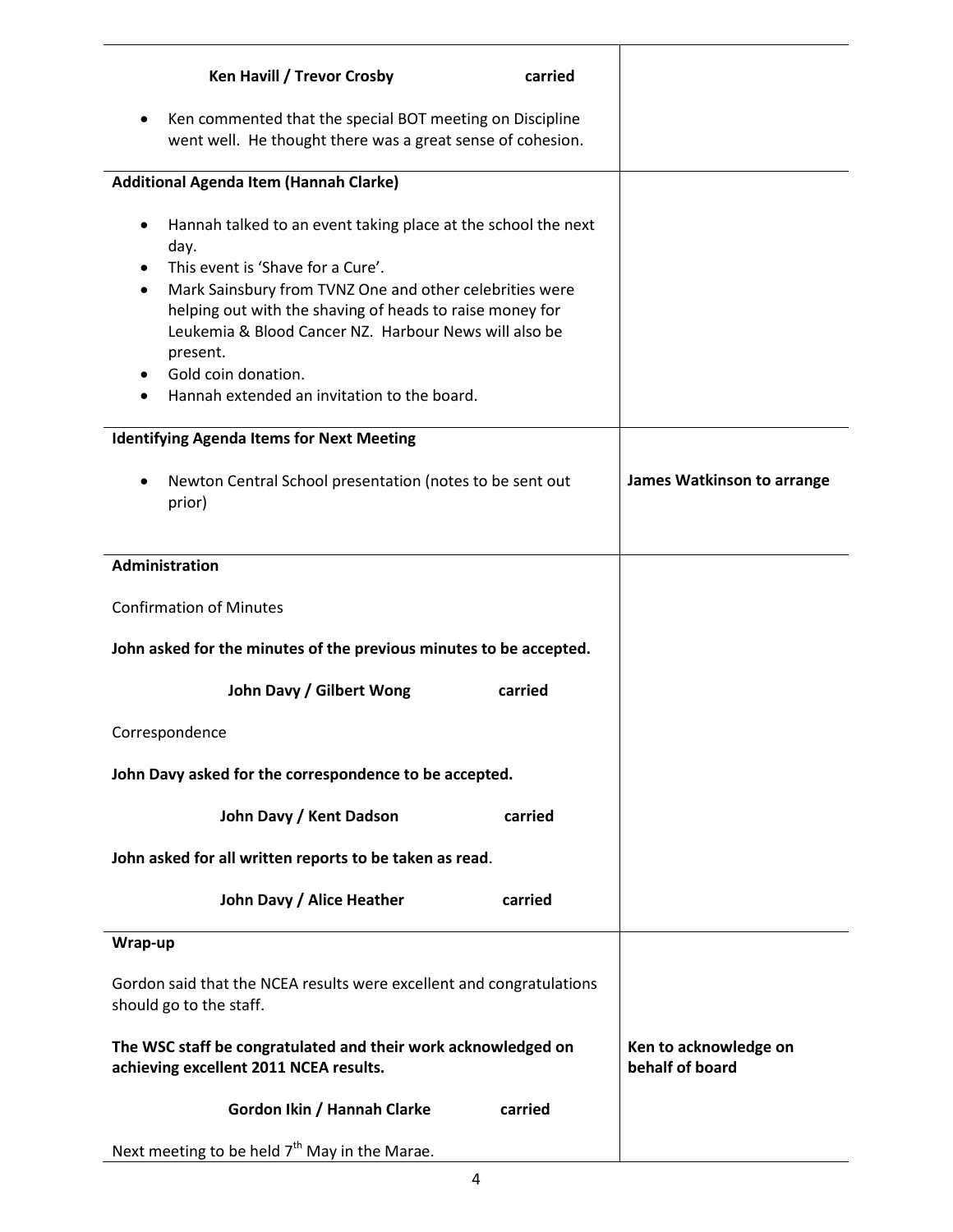| | |
|---|---|
| **Ken Havill / Trevor Crosby** **carried**<br><br>• Ken commented that the special BOT meeting on Discipline went well. He thought there was a great sense of cohesion. | |
| **Additional Agenda Item (Hannah Clarke)**<br><br>• Hannah talked to an event taking place at the school the next day.<br>• This event is 'Shave for a Cure'.<br>• Mark Sainsbury from TVNZ One and other celebrities were helping out with the shaving of heads to raise money for Leukemia & Blood Cancer NZ. Harbour News will also be present.<br>• Gold coin donation.<br>• Hannah extended an invitation to the board. | |
| **Identifying Agenda Items for Next Meeting**<br><br>• Newton Central School presentation (notes to be sent out prior) | **James Watkinson to arrange** |
| **Administration**<br><br>Confirmation of Minutes<br><br>**John asked for the minutes of the previous minutes to be accepted.**<br><br>**John Davy / Gilbert Wong** **carried**<br><br>Correspondence<br><br>**John Davy asked for the correspondence to be accepted.**<br><br>**John Davy / Kent Dadson** **carried**<br><br>**John asked for all written reports to be taken as read**.<br><br>**John Davy / Alice Heather** **carried** | |
| **Wrap-up**<br><br>Gordon said that the NCEA results were excellent and congratulations should go to the staff.<br><br>**The WSC staff be congratulated and their work acknowledged on achieving excellent 2011 NCEA results.**<br><br>**Gordon Ikin / Hannah Clarke** **carried**<br><br>Next meeting to be held 7th May in the Marae. | **Ken to acknowledge on behalf of board** |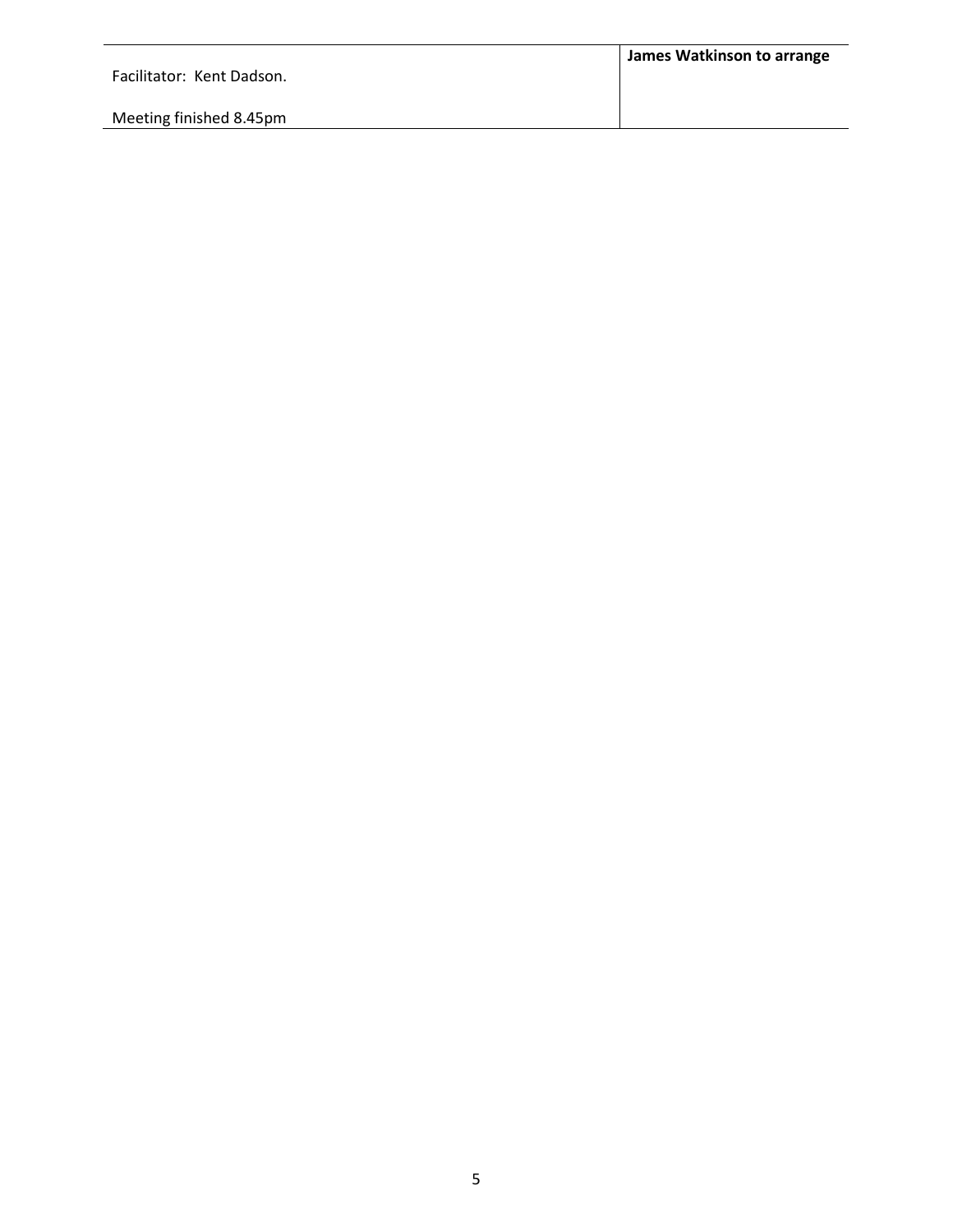| | |
|---|---|
| Facilitator: Kent Dadson.<br><br>Meeting finished 8.45pm | **James Watkinson to arrange** |